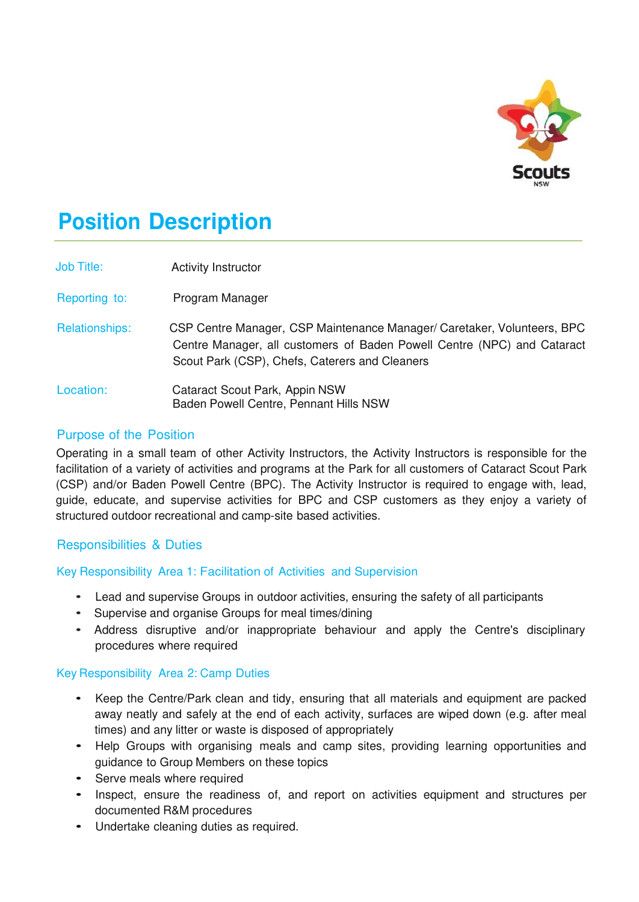# Position Description

| | |
|---|---|
| Job Title: | Activity Instructor |
| Reporting to: | Program Manager |
| Relationships: | CSP Centre Manager, CSP Maintenance Manager/ Caretaker, Volunteers, BPC Centre Manager, all customers of Baden Powell Centre (NPC) and Cataract Scout Park (CSP), Chefs, Caterers and Cleaners |
| Location: | Cataract Scout Park, Appin NSW<br>Baden Powell Centre, Pennant Hills NSW |

## Purpose of the Position

Operating in a small team of other Activity Instructors, the Activity Instructors is responsible for the facilitation of a variety of activities and programs at the Park for all customers of Cataract Scout Park (CSP) and/or Baden Powell Centre (BPC). The Activity Instructor is required to engage with, lead, guide, educate, and supervise activities for BPC and CSP customers as they enjoy a variety of structured outdoor recreational and camp-site based activities.

## Responsibilities & Duties

### Key Responsibility Area 1: Facilitation of Activities and Supervision

- Lead and supervise Groups in outdoor activities, ensuring the safety of all participants
- Supervise and organise Groups for meal times/dining
- Address disruptive and/or inappropriate behaviour and apply the Centre's disciplinary procedures where required

### Key Responsibility Area 2: Camp Duties

- Keep the Centre/Park clean and tidy, ensuring that all materials and equipment are packed away neatly and safely at the end of each activity, surfaces are wiped down (e.g. after meal times) and any litter or waste is disposed of appropriately
- Help Groups with organising meals and camp sites, providing learning opportunities and guidance to Group Members on these topics
- Serve meals where required
- Inspect, ensure the readiness of, and report on activities equipment and structures per documented R&M procedures
- Undertake cleaning duties as required.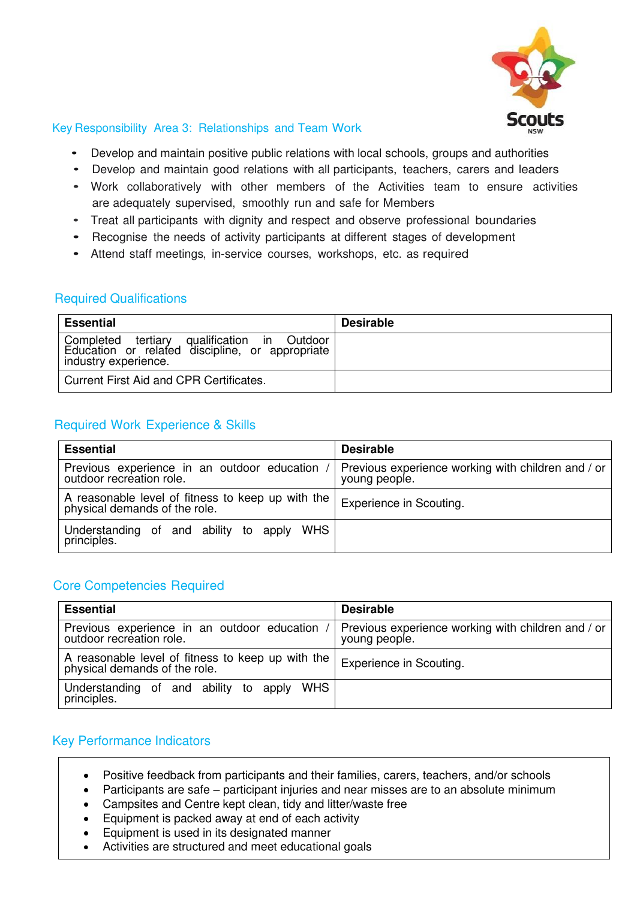### Key Responsibility Area 3: Relationships and Team Work

- Develop and maintain positive public relations with local schools, groups and authorities
- Develop and maintain good relations with all participants, teachers, carers and leaders
- Work collaboratively with other members of the Activities team to ensure activities are adequately supervised, smoothly run and safe for Members
- Treat all participants with dignity and respect and observe professional boundaries
- Recognise the needs of activity participants at different stages of development
- Attend staff meetings, in-service courses, workshops, etc. as required

### Required Qualifications

| Essential | Desirable |
|---|---|
| Completed tertiary qualification in Outdoor Education or related discipline, or appropriate industry experience. | |
| Current First Aid and CPR Certificates. | |

### Required Work Experience & Skills

| Essential | Desirable |
|---|---|
| Previous experience in an outdoor education / outdoor recreation role. | Previous experience working with children and / or young people. |
| A reasonable level of fitness to keep up with the physical demands of the role. | Experience in Scouting. |
| Understanding of and ability to apply WHS principles. | |

### Core Competencies Required

| Essential | Desirable |
|---|---|
| Previous experience in an outdoor education / outdoor recreation role. | Previous experience working with children and / or young people. |
| A reasonable level of fitness to keep up with the physical demands of the role. | Experience in Scouting. |
| Understanding of and ability to apply WHS principles. | |

### Key Performance Indicators

- Positive feedback from participants and their families, carers, teachers, and/or schools
- Participants are safe – participant injuries and near misses are to an absolute minimum
- Campsites and Centre kept clean, tidy and litter/waste free
- Equipment is packed away at end of each activity
- Equipment is used in its designated manner
- Activities are structured and meet educational goals